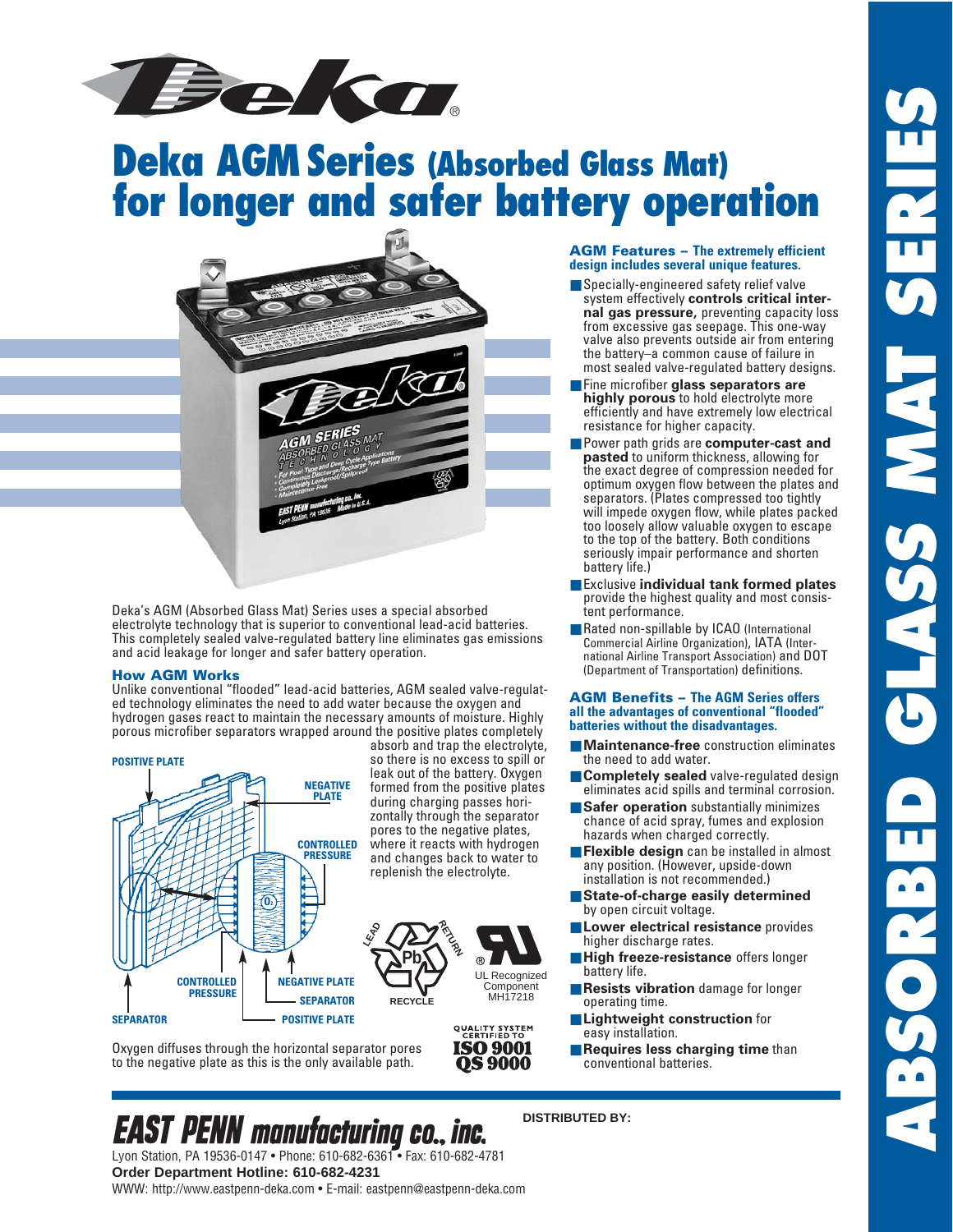# Deka AGM Series (Absorbed Glass Mat) for longer and safer battery operation

Deka's AGM (Absorbed Glass Mat) Series uses a special absorbed electrolyte technology that is superior to conventional lead-acid batteries. This completely sealed valve-regulated battery line eliminates gas emissions and acid leakage for longer and safer battery operation.

## How AGM Works

Unlike conventional "flooded" lead-acid batteries, AGM sealed valve-regulated technology eliminates the need to add water because the oxygen and hydrogen gases react to maintain the necessary amounts of moisture. Highly porous microfiber separators wrapped around the positive plates completely absorb and trap the electrolyte, so there is no excess to spill or leak out of the battery. Oxygen formed from the positive plates during charging passes horizontally through the separator pores to the negative plates, where it reacts with hydrogen and changes back to water to replenish the electrolyte.

POSITIVE PLATE · NEGATIVE PLATE · CONTROLLED PRESSURE · $O_2$ · CONTROLLED PRESSURE · NEGATIVE PLATE · SEPARATOR · SEPARATOR · POSITIVE PLATE

Oxygen diffuses through the horizontal separator pores to the negative plate as this is the only available path.

LEAD RETURN · Pb · RECYCLE

UL Recognized Component MH17218

QUALITY SYSTEM CERTIFIED TO ISO 9001 QS 9000

## AGM Features – The extremely efficient design includes several unique features.

- Specially-engineered safety relief valve system effectively **controls critical internal gas pressure,** preventing capacity loss from excessive gas seepage. This one-way valve also prevents outside air from entering the battery–a common cause of failure in most sealed valve-regulated battery designs.
- Fine microfiber **glass separators are highly porous** to hold electrolyte more efficiently and have extremely low electrical resistance for higher capacity.
- Power path grids are **computer-cast and pasted** to uniform thickness, allowing for the exact degree of compression needed for optimum oxygen flow between the plates and separators. (Plates compressed too tightly will impede oxygen flow, while plates packed too loosely allow valuable oxygen to escape to the top of the battery. Both conditions seriously impair performance and shorten battery life.)
- Exclusive **individual tank formed plates** provide the highest quality and most consistent performance.
- Rated non-spillable by ICAO (International Commercial Airline Organization), IATA (International Airline Transport Association) and DOT (Department of Transportation) definitions.

## AGM Benefits – The AGM Series offers all the advantages of conventional "flooded" batteries without the disadvantages.

- **Maintenance-free** construction eliminates the need to add water.
- **Completely sealed** valve-regulated design eliminates acid spills and terminal corrosion.
- **Safer operation** substantially minimizes chance of acid spray, fumes and explosion hazards when charged correctly.
- **Flexible design** can be installed in almost any position. (However, upside-down installation is not recommended.)
- **State-of-charge easily determined** by open circuit voltage.
- **Lower electrical resistance** provides higher discharge rates.
- **High freeze-resistance** offers longer battery life.
- **Resists vibration** damage for longer operating time.
- **Lightweight construction** for easy installation.
- **Requires less charging time** than conventional batteries.

**EAST PENN manufacturing co., inc.**

Lyon Station, PA 19536-0147 • Phone: 610-682-6361 • Fax: 610-682-4781

**Order Department Hotline: 610-682-4231**

WWW: http://www.eastpenn-deka.com • E-mail: eastpenn@eastpenn-deka.com

**DISTRIBUTED BY:**

ABSORBED GLASS MAT SERIES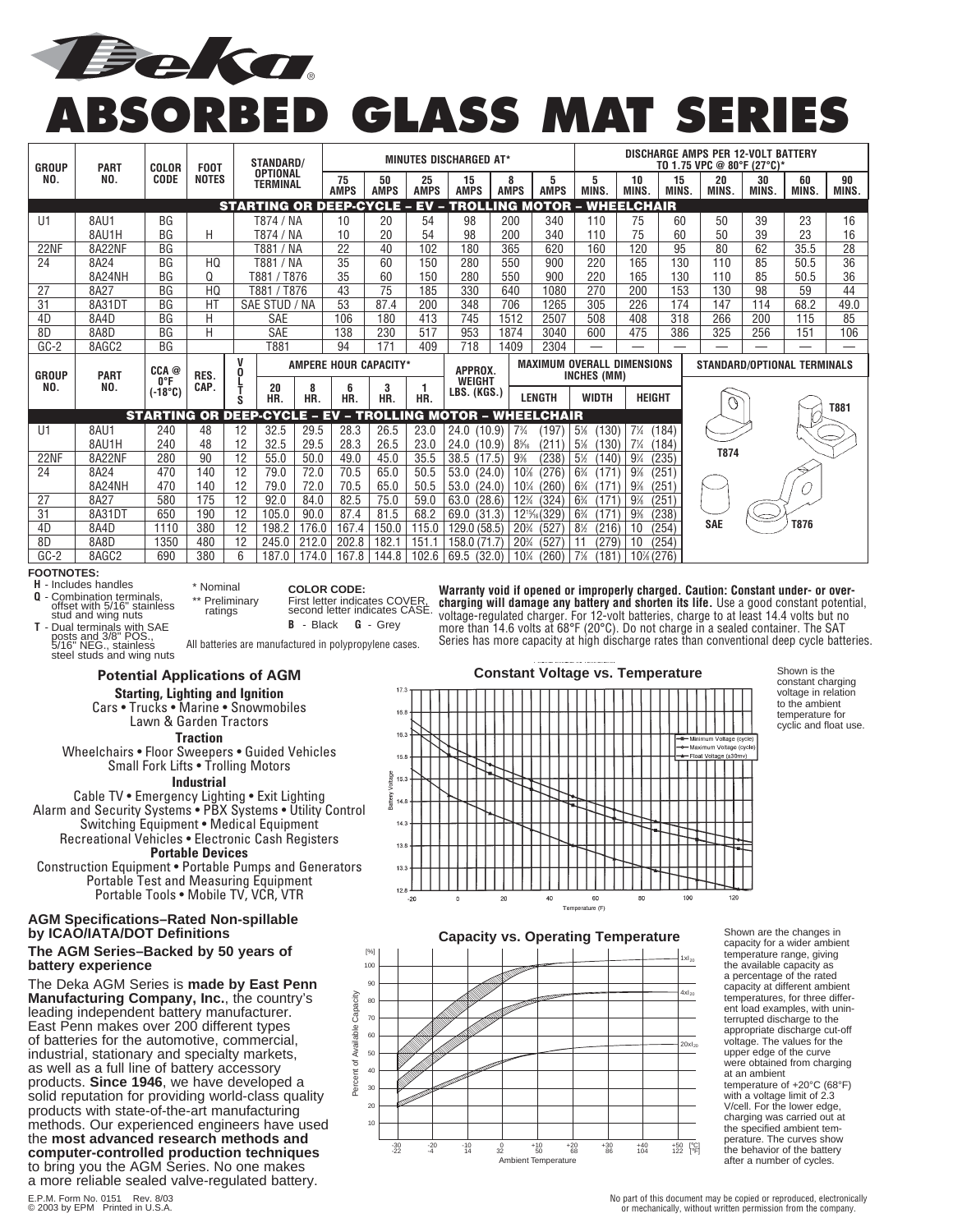# Deka®

# ABSORBED GLASS MAT SERIES

| GROUP NO. | PART NO. | COLOR CODE | FOOT NOTES | STANDARD/ OPTIONAL TERMINAL | MINUTES DISCHARGED AT* | | | | | | DISCHARGE AMPS PER 12-VOLT BATTERY TO 1.75 VPC @ 80°F (27°C)* | | | | | | |
|---|---|---|---|---|---|---|---|---|---|---|---|---|---|---|---|---|---|
| | | | | | 75 AMPS | 50 AMPS | 25 AMPS | 15 AMPS | 8 AMPS | 5 AMPS | 5 MINS. | 10 MINS. | 15 MINS. | 20 MINS. | 30 MINS. | 60 MINS. | 90 MINS. |
| **STARTING OR DEEP-CYCLE – EV – TROLLING MOTOR – WHEELCHAIR** | | | | | | | | | | | | | | | | | |
| U1 | 8AU1 | BG | | T874 / NA | 10 | 20 | 54 | 98 | 200 | 340 | 110 | 75 | 60 | 50 | 39 | 23 | 16 |
| | 8AU1H | BG | H | T874 / NA | 10 | 20 | 54 | 98 | 200 | 340 | 110 | 75 | 60 | 50 | 39 | 23 | 16 |
| 22NF | 8A22NF | BG | | T881 / NA | 22 | 40 | 102 | 180 | 365 | 620 | 160 | 120 | 95 | 80 | 62 | 35.5 | 28 |
| 24 | 8A24 | BG | HQ | T881 / NA | 35 | 60 | 150 | 280 | 550 | 900 | 220 | 165 | 130 | 110 | 85 | 50.5 | 36 |
| | 8A24NH | BG | Q | T881 / T876 | 35 | 60 | 150 | 280 | 550 | 900 | 220 | 165 | 130 | 110 | 85 | 50.5 | 36 |
| 27 | 8A27 | BG | HQ | T881 / T876 | 43 | 75 | 185 | 330 | 640 | 1080 | 270 | 200 | 153 | 130 | 98 | 59 | 44 |
| 31 | 8A31DT | BG | HT | SAE STUD / NA | 53 | 87.4 | 200 | 348 | 706 | 1265 | 305 | 226 | 174 | 147 | 114 | 68.2 | 49.0 |
| 4D | 8A4D | BG | H | SAE | 106 | 180 | 413 | 745 | 1512 | 2507 | 508 | 408 | 318 | 266 | 200 | 115 | 85 |
| 8D | 8A8D | BG | H | SAE | 138 | 230 | 517 | 953 | 1874 | 3040 | 600 | 475 | 386 | 325 | 256 | 151 | 106 |
| GC-2 | 8AGC2 | BG | | T881 | 94 | 171 | 409 | 718 | 1409 | 2304 | — | — | — | — | — | — | — |

| GROUP NO. | PART NO. | CCA @ 0°F (-18°C) | RES. CAP. | VOLTS | AMPERE HOUR CAPACITY* | | | | | APPROX. WEIGHT LBS. (KGS.) | MAXIMUM OVERALL DIMENSIONS INCHES (MM) | | |
|---|---|---|---|---|---|---|---|---|---|---|---|---|---|
| | | | | | 20 HR. | 8 HR. | 6 HR. | 3 HR. | 1 HR. | | LENGTH | WIDTH | HEIGHT |
| **STARTING OR DEEP-CYCLE – EV – TROLLING MOTOR – WHEELCHAIR** | | | | | | | | | | | | | |
| U1 | 8AU1 | 240 | 48 | 12 | 32.5 | 29.5 | 28.3 | 26.5 | 23.0 | 24.0 (10.9) | 7¾ (197) | 5⅛ (130) | 7¼ (184) |
| | 8AU1H | 240 | 48 | 12 | 32.5 | 29.5 | 28.3 | 26.5 | 23.0 | 24.0 (10.9) | 8⁵⁄₁₆ (211) | 5⅛ (130) | 7¼ (184) |
| 22NF | 8A22NF | 280 | 90 | 12 | 55.0 | 50.0 | 49.0 | 45.0 | 35.5 | 38.5 (17.5) | 9⅜ (238) | 5½ (140) | 9¼ (235) |
| 24 | 8A24 | 470 | 140 | 12 | 79.0 | 72.0 | 70.5 | 65.0 | 50.5 | 53.0 (24.0) | 10⅞ (276) | 6¾ (171) | 9⅞ (251) |
| | 8A24NH | 470 | 140 | 12 | 79.0 | 72.0 | 70.5 | 65.0 | 50.5 | 53.0 (24.0) | 10¼ (260) | 6¾ (171) | 9⅞ (251) |
| 27 | 8A27 | 580 | 175 | 12 | 92.0 | 84.0 | 82.5 | 75.0 | 59.0 | 63.0 (28.6) | 12¾ (324) | 6¾ (171) | 9⅞ (251) |
| 31 | 8A31DT | 650 | 190 | 12 | 105.0 | 90.0 | 87.4 | 81.5 | 68.2 | 69.0 (31.3) | 12¹⁵⁄₁₆ (329) | 6¾ (171) | 9⅜ (238) |
| 4D | 8A4D | 1110 | 380 | 12 | 198.2 | 176.0 | 167.4 | 150.0 | 115.0 | 129.0 (58.5) | 20¾ (527) | 8½ (216) | 10 (254) |
| 8D | 8A8D | 1350 | 480 | 12 | 245.0 | 212.0 | 202.8 | 182.1 | 151.1 | 158.0 (71.7) | 20¾ (527) | 11 (279) | 10 (254) |
| GC-2 | 8AGC2 | 690 | 380 | 6 | 187.0 | 174.0 | 167.8 | 144.8 | 102.6 | 69.5 (32.0) | 10¼ (260) | 7⅛ (181) | 10⅞ (276) |

STANDARD/OPTIONAL TERMINALS

T874 T881 SAE T876

**FOOTNOTES:**

- **H** - Includes handles
- **Q** - Combination terminals, offset with 5/16" stainless stud and wing nuts
- **T** - Dual terminals with SAE posts and 3/8" POS., 5/16" NEG., stainless steel studs and wing nuts

\* Nominal
\*\* Preliminary ratings

**COLOR CODE:**
First letter indicates COVER, second letter indicates CASE.
**B** - Black **G** - Grey

All batteries are manufactured in polypropylene cases.

**Warranty void if opened or improperly charged. Caution: Constant under- or over-charging will damage any battery and shorten its life.** Use a good constant potential, voltage-regulated charger. For 12-volt batteries, charge to at least 14.4 volts but no more than 14.6 volts at 68°F (20°C). Do not charge in a sealed container. The SAT Series has more capacity at high discharge rates than conventional deep cycle batteries.

### Potential Applications of AGM

**Starting, Lighting and Ignition**
Cars • Trucks • Marine • Snowmobiles
Lawn & Garden Tractors

**Traction**
Wheelchairs • Floor Sweepers • Guided Vehicles
Small Fork Lifts • Trolling Motors

**Industrial**
Cable TV • Emergency Lighting • Exit Lighting
Alarm and Security Systems • PBX Systems • Utility Control
Switching Equipment • Medical Equipment
Recreational Vehicles • Electronic Cash Registers

**Portable Devices**
Construction Equipment • Portable Pumps and Generators
Portable Test and Measuring Equipment
Portable Tools • Mobile TV, VCR, VTR

**Constant Voltage vs. Temperature**

Battery Voltage
17.3
16.8
16.3
15.8
15.3
14.8
14.3
13.8
13.3
12.8
-20 0 20 40 60 80 100 120
Temperature (F)
Minimum Voltage (cycle)
Maximum Voltage (cycle)
Float Voltage (±30mv)

Shown is the constant charging voltage in relation to the ambient temperature for cyclic and float use.

### AGM Specifications–Rated Non-spillable by ICAO/IATA/DOT Definitions

#### The AGM Series–Backed by 50 years of battery experience

The Deka AGM Series is **made by East Penn Manufacturing Company, Inc.**, the country's leading independent battery manufacturer. East Penn makes over 200 different types of batteries for the automotive, commercial, industrial, stationary and specialty markets, as well as a full line of battery accessory products. **Since 1946**, we have developed a solid reputation for providing world-class quality products with state-of-the-art manufacturing methods. Our experienced engineers have used the **most advanced research methods and computer-controlled production techniques** to bring you the AGM Series. No one makes a more reliable sealed valve-regulated battery.

**Capacity vs. Operating Temperature**

[%]
Percent of Available Capacity
100
90
80
70
60
50
40
30
20
10
-30 -22
-20 -4
-10 14
0 32
+10 50
+20 68
+30 86
+40 104
+50 122 [°C] [°F]
Ambient Temperature
$1xI_{20}$
$4xI_{20}$
$20xI_{20}$

Shown are the changes in capacity for a wider ambient temperature range, giving the available capacity as a percentage of the rated capacity at different ambient temperatures, for three different load examples, with uninterrupted discharge to the appropriate discharge cut-off voltage. The values for the upper edge of the curve were obtained from charging at an ambient temperature of +20°C (68°F) with a voltage limit of 2.3 V/cell. For the lower edge, charging was carried out at the specified ambient temperature. The curves show the behavior of the battery after a number of cycles.

E.P.M. Form No. 0151 Rev. 8/03
© 2003 by EPM Printed in U.S.A.

No part of this document may be copied or reproduced, electronically or mechanically, without written permission from the company.